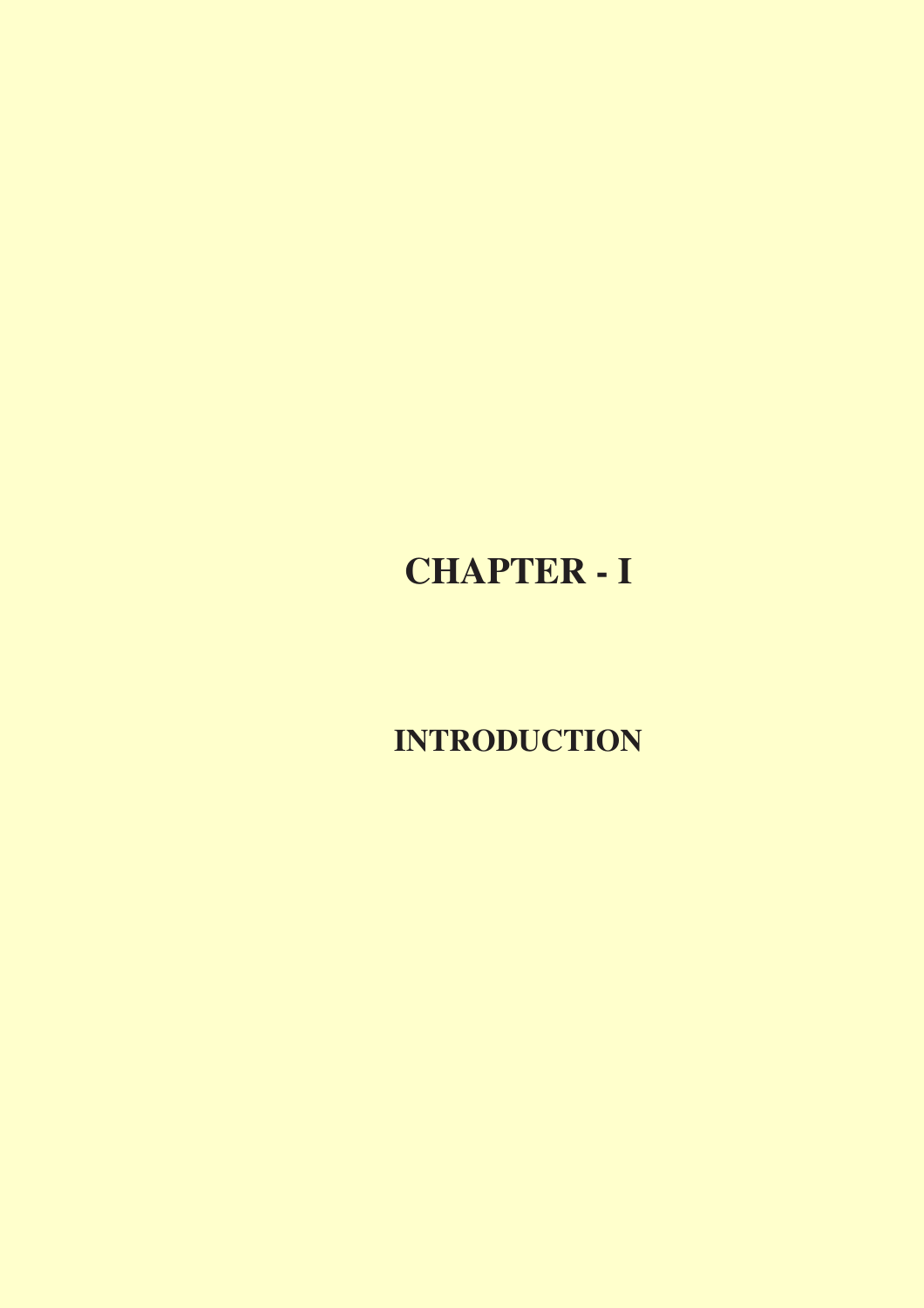# CHAPTER - I

## INTRODUCTION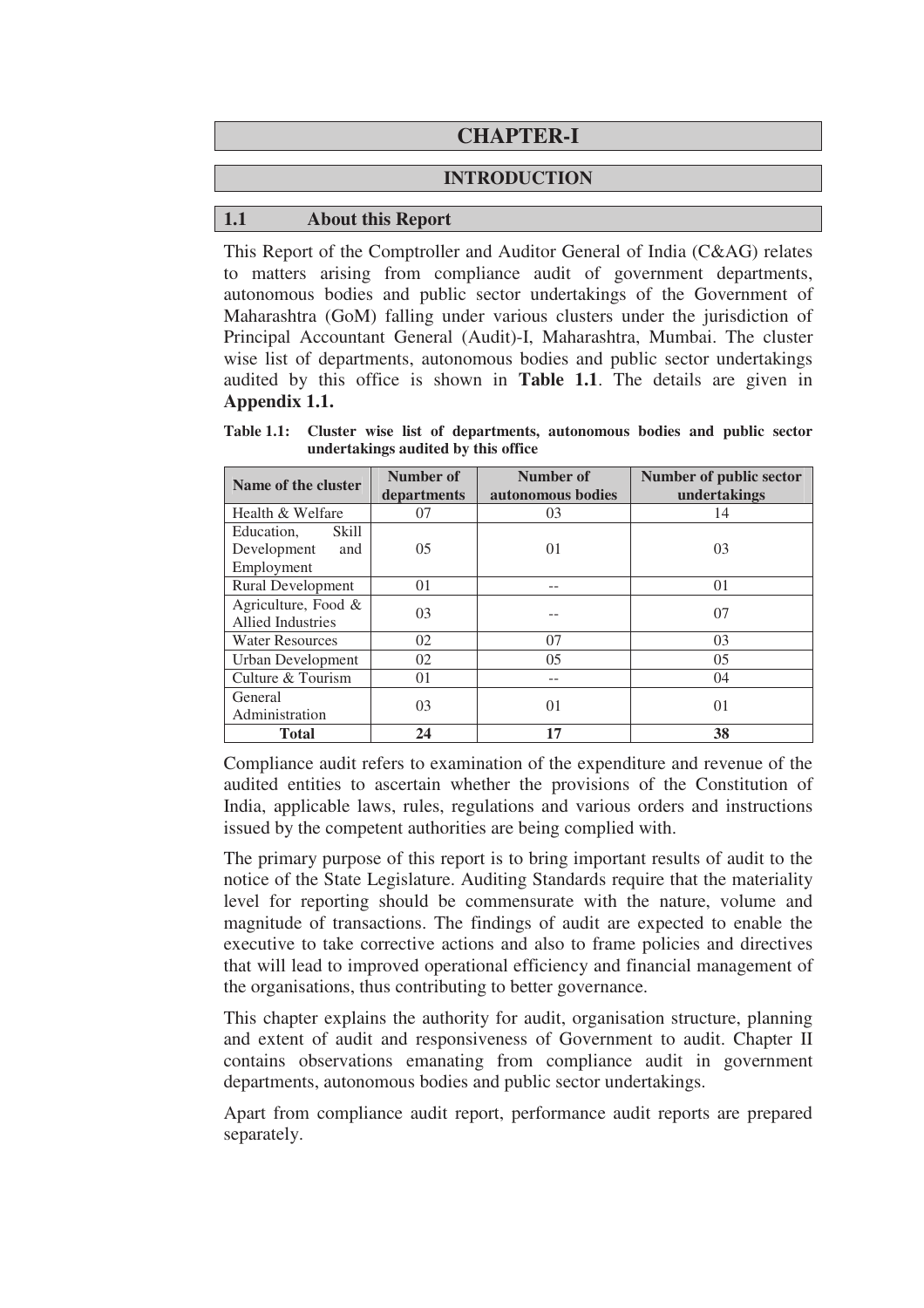# CHAPTER-I

## INTRODUCTION

### 1.1 About this Report

This Report of the Comptroller and Auditor General of India (C&AG) relates to matters arising from compliance audit of government departments, autonomous bodies and public sector undertakings of the Government of Maharashtra (GoM) falling under various clusters under the jurisdiction of Principal Accountant General (Audit)-I, Maharashtra, Mumbai. The cluster wise list of departments, autonomous bodies and public sector undertakings audited by this office is shown in **Table 1.1**. The details are given in **Appendix 1.1.**

**Table 1.1: Cluster wise list of departments, autonomous bodies and public sector undertakings audited by this office**

| Name of the cluster | Number of departments | Number of autonomous bodies | Number of public sector undertakings |
|---|---|---|---|
| Health & Welfare | 07 | 03 | 14 |
| Education, Skill Development and Employment | 05 | 01 | 03 |
| Rural Development | 01 | -- | 01 |
| Agriculture, Food & Allied Industries | 03 | -- | 07 |
| Water Resources | 02 | 07 | 03 |
| Urban Development | 02 | 05 | 05 |
| Culture & Tourism | 01 | -- | 04 |
| General Administration | 03 | 01 | 01 |
| **Total** | **24** | **17** | **38** |

Compliance audit refers to examination of the expenditure and revenue of the audited entities to ascertain whether the provisions of the Constitution of India, applicable laws, rules, regulations and various orders and instructions issued by the competent authorities are being complied with.

The primary purpose of this report is to bring important results of audit to the notice of the State Legislature. Auditing Standards require that the materiality level for reporting should be commensurate with the nature, volume and magnitude of transactions. The findings of audit are expected to enable the executive to take corrective actions and also to frame policies and directives that will lead to improved operational efficiency and financial management of the organisations, thus contributing to better governance.

This chapter explains the authority for audit, organisation structure, planning and extent of audit and responsiveness of Government to audit. Chapter II contains observations emanating from compliance audit in government departments, autonomous bodies and public sector undertakings.

Apart from compliance audit report, performance audit reports are prepared separately.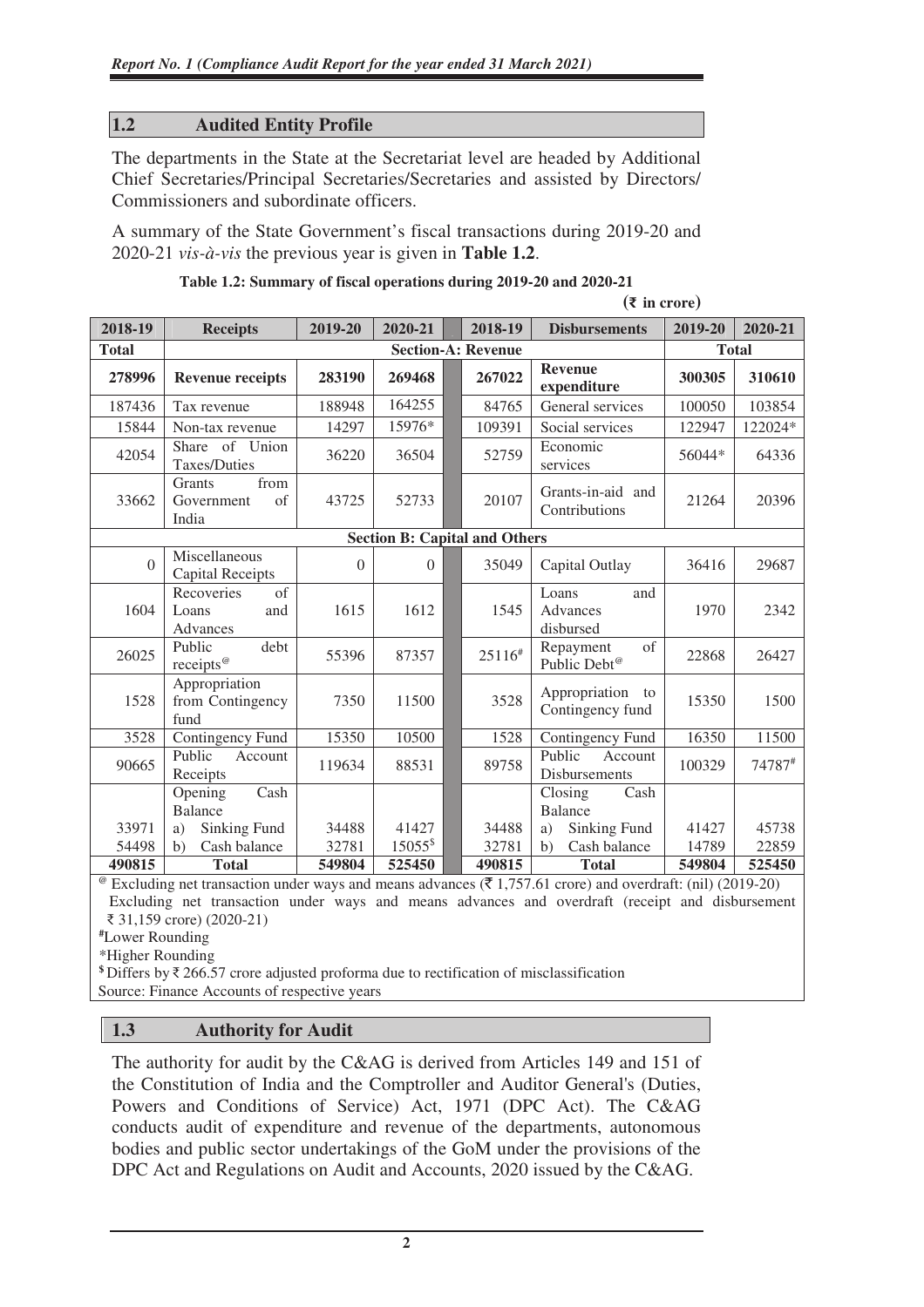## 1.2 Audited Entity Profile

The departments in the State at the Secretariat level are headed by Additional Chief Secretaries/Principal Secretaries/Secretaries and assisted by Directors/ Commissioners and subordinate officers.

A summary of the State Government's fiscal transactions during 2019-20 and 2020-21 *vis-à-vis* the previous year is given in **Table 1.2**.

**Table 1.2: Summary of fiscal operations during 2019-20 and 2020-21**

(₹ in crore)

| 2018-19 | Receipts | 2019-20 | 2020-21 | 2018-19 | Disbursements | 2019-20 | 2020-21 |
|---|---|---|---|---|---|---|---|
| **Total** | **Section-A: Revenue** | | | | | **Total** | |
| **278996** | **Revenue receipts** | **283190** | **269468** | **267022** | **Revenue expenditure** | **300305** | **310610** |
| 187436 | Tax revenue | 188948 | 164255 | 84765 | General services | 100050 | 103854 |
| 15844 | Non-tax revenue | 14297 | 15976* | 109391 | Social services | 122947 | 122024* |
| 42054 | Share of Union Taxes/Duties | 36220 | 36504 | 52759 | Economic services | 56044* | 64336 |
| 33662 | Grants from Government of India | 43725 | 52733 | 20107 | Grants-in-aid and Contributions | 21264 | 20396 |
| **Section B: Capital and Others** | | | | | | | |
| 0 | Miscellaneous Capital Receipts | 0 | 0 | 35049 | Capital Outlay | 36416 | 29687 |
| 1604 | Recoveries of Loans and Advances | 1615 | 1612 | 1545 | Loans and Advances disbursed | 1970 | 2342 |
| 26025 | Public debt receipts@ | 55396 | 87357 | 25116# | Repayment of Public Debt@ | 22868 | 26427 |
| 1528 | Appropriation from Contingency fund | 7350 | 11500 | 3528 | Appropriation to Contingency fund | 15350 | 1500 |
| 3528 | Contingency Fund | 15350 | 10500 | 1528 | Contingency Fund | 16350 | 11500 |
| 90665 | Public Account Receipts | 119634 | 88531 | 89758 | Public Account Disbursements | 100329 | 74787# |
| | Opening Cash Balance | | | | Closing Cash Balance | | |
| 33971 | a) Sinking Fund | 34488 | 41427 | 34488 | a) Sinking Fund | 41427 | 45738 |
| 54498 | b) Cash balance | 32781 | 15055$ | 32781 | b) Cash balance | 14789 | 22859 |
| **490815** | **Total** | **549804** | **525450** | **490815** | **Total** | **549804** | **525450** |

@ Excluding net transaction under ways and means advances (₹ 1,757.61 crore) and overdraft: (nil) (2019-20) Excluding net transaction under ways and means advances and overdraft (receipt and disbursement ₹ 31,159 crore) (2020-21)

#Lower Rounding

*Higher Rounding

$ Differs by ₹ 266.57 crore adjusted proforma due to rectification of misclassification

Source: Finance Accounts of respective years

## 1.3 Authority for Audit

The authority for audit by the C&AG is derived from Articles 149 and 151 of the Constitution of India and the Comptroller and Auditor General's (Duties, Powers and Conditions of Service) Act, 1971 (DPC Act). The C&AG conducts audit of expenditure and revenue of the departments, autonomous bodies and public sector undertakings of the GoM under the provisions of the DPC Act and Regulations on Audit and Accounts, 2020 issued by the C&AG.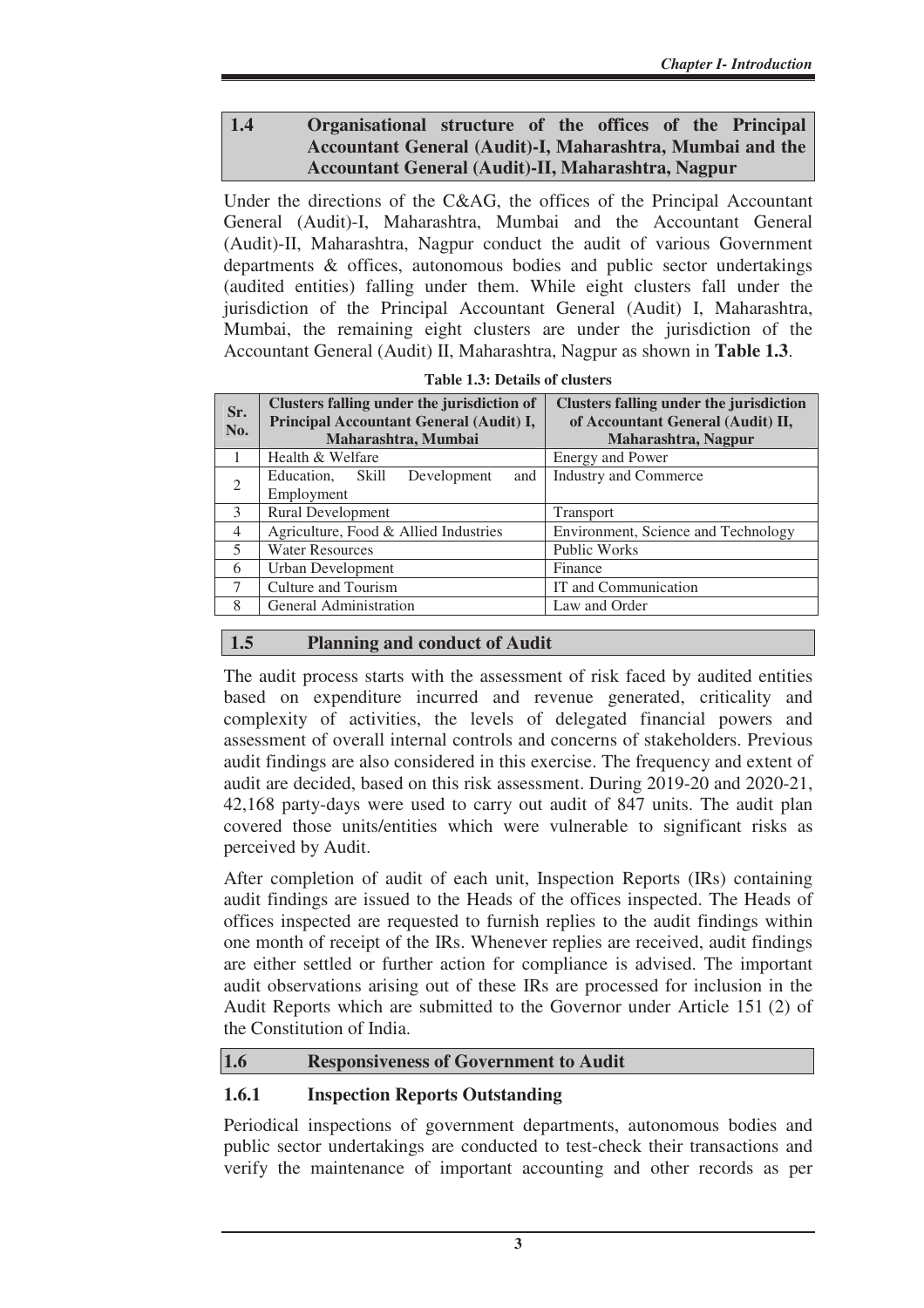## 1.4 Organisational structure of the offices of the Principal Accountant General (Audit)-I, Maharashtra, Mumbai and the Accountant General (Audit)-II, Maharashtra, Nagpur

Under the directions of the C&AG, the offices of the Principal Accountant General (Audit)-I, Maharashtra, Mumbai and the Accountant General (Audit)-II, Maharashtra, Nagpur conduct the audit of various Government departments & offices, autonomous bodies and public sector undertakings (audited entities) falling under them. While eight clusters fall under the jurisdiction of the Principal Accountant General (Audit) I, Maharashtra, Mumbai, the remaining eight clusters are under the jurisdiction of the Accountant General (Audit) II, Maharashtra, Nagpur as shown in **Table 1.3**.

**Table 1.3: Details of clusters**

| Sr. No. | Clusters falling under the jurisdiction of Principal Accountant General (Audit) I, Maharashtra, Mumbai | Clusters falling under the jurisdiction of Accountant General (Audit) II, Maharashtra, Nagpur |
|---|---|---|
| 1 | Health & Welfare | Energy and Power |
| 2 | Education, Skill Development and Employment | Industry and Commerce |
| 3 | Rural Development | Transport |
| 4 | Agriculture, Food & Allied Industries | Environment, Science and Technology |
| 5 | Water Resources | Public Works |
| 6 | Urban Development | Finance |
| 7 | Culture and Tourism | IT and Communication |
| 8 | General Administration | Law and Order |

## 1.5 Planning and conduct of Audit

The audit process starts with the assessment of risk faced by audited entities based on expenditure incurred and revenue generated, criticality and complexity of activities, the levels of delegated financial powers and assessment of overall internal controls and concerns of stakeholders. Previous audit findings are also considered in this exercise. The frequency and extent of audit are decided, based on this risk assessment. During 2019-20 and 2020-21, 42,168 party-days were used to carry out audit of 847 units. The audit plan covered those units/entities which were vulnerable to significant risks as perceived by Audit.

After completion of audit of each unit, Inspection Reports (IRs) containing audit findings are issued to the Heads of the offices inspected. The Heads of offices inspected are requested to furnish replies to the audit findings within one month of receipt of the IRs. Whenever replies are received, audit findings are either settled or further action for compliance is advised. The important audit observations arising out of these IRs are processed for inclusion in the Audit Reports which are submitted to the Governor under Article 151 (2) of the Constitution of India.

## 1.6 Responsiveness of Government to Audit

### 1.6.1 Inspection Reports Outstanding

Periodical inspections of government departments, autonomous bodies and public sector undertakings are conducted to test-check their transactions and verify the maintenance of important accounting and other records as per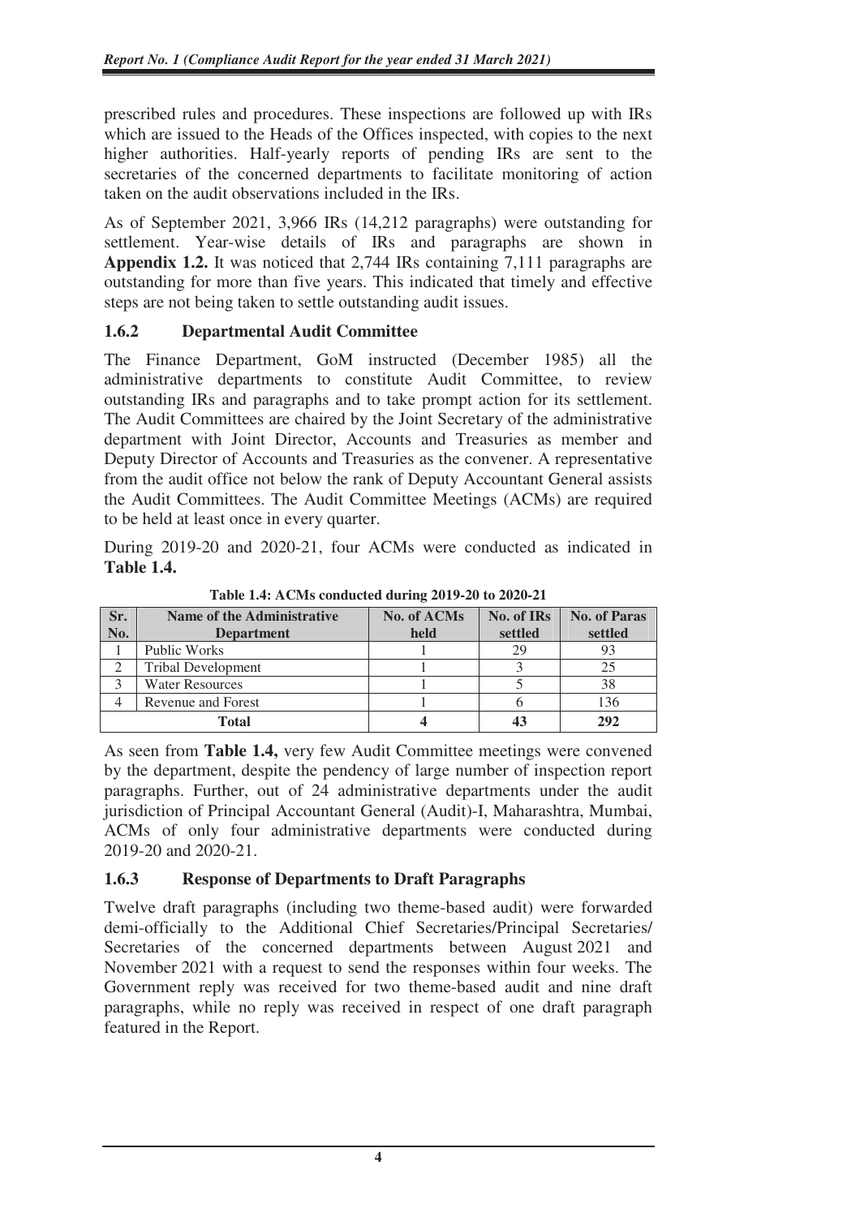prescribed rules and procedures. These inspections are followed up with IRs which are issued to the Heads of the Offices inspected, with copies to the next higher authorities. Half-yearly reports of pending IRs are sent to the secretaries of the concerned departments to facilitate monitoring of action taken on the audit observations included in the IRs.

As of September 2021, 3,966 IRs (14,212 paragraphs) were outstanding for settlement. Year-wise details of IRs and paragraphs are shown in **Appendix 1.2.** It was noticed that 2,744 IRs containing 7,111 paragraphs are outstanding for more than five years. This indicated that timely and effective steps are not being taken to settle outstanding audit issues.

### 1.6.2 Departmental Audit Committee

The Finance Department, GoM instructed (December 1985) all the administrative departments to constitute Audit Committee, to review outstanding IRs and paragraphs and to take prompt action for its settlement. The Audit Committees are chaired by the Joint Secretary of the administrative department with Joint Director, Accounts and Treasuries as member and Deputy Director of Accounts and Treasuries as the convener. A representative from the audit office not below the rank of Deputy Accountant General assists the Audit Committees. The Audit Committee Meetings (ACMs) are required to be held at least once in every quarter.

During 2019-20 and 2020-21, four ACMs were conducted as indicated in **Table 1.4.**

**Table 1.4: ACMs conducted during 2019-20 to 2020-21**

| Sr. No. | Name of the Administrative Department | No. of ACMs held | No. of IRs settled | No. of Paras settled |
|---|---|---|---|---|
| 1 | Public Works | 1 | 29 | 93 |
| 2 | Tribal Development | 1 | 3 | 25 |
| 3 | Water Resources | 1 | 5 | 38 |
| 4 | Revenue and Forest | 1 | 6 | 136 |
| **Total** | | **4** | **43** | **292** |

As seen from **Table 1.4,** very few Audit Committee meetings were convened by the department, despite the pendency of large number of inspection report paragraphs. Further, out of 24 administrative departments under the audit jurisdiction of Principal Accountant General (Audit)-I, Maharashtra, Mumbai, ACMs of only four administrative departments were conducted during 2019-20 and 2020-21.

### 1.6.3 Response of Departments to Draft Paragraphs

Twelve draft paragraphs (including two theme-based audit) were forwarded demi-officially to the Additional Chief Secretaries/Principal Secretaries/ Secretaries of the concerned departments between August 2021 and November 2021 with a request to send the responses within four weeks. The Government reply was received for two theme-based audit and nine draft paragraphs, while no reply was received in respect of one draft paragraph featured in the Report.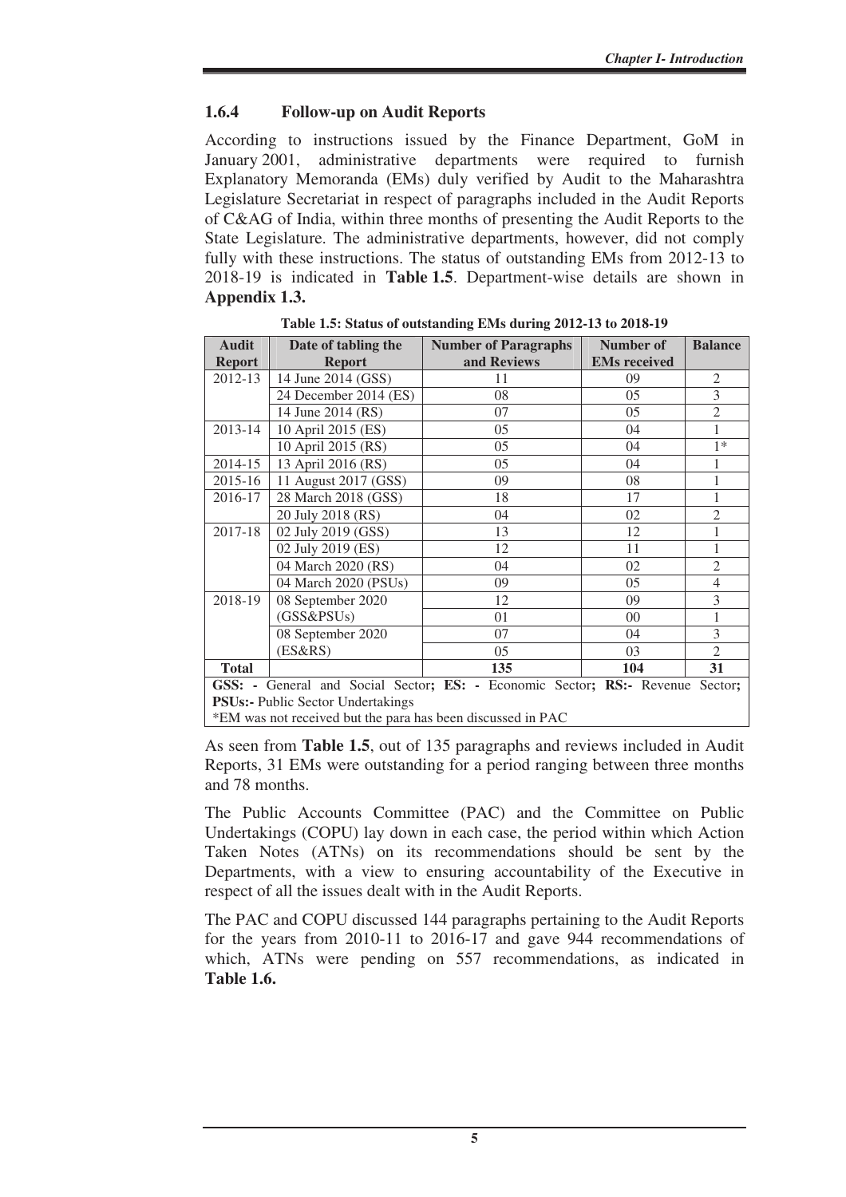### 1.6.4 Follow-up on Audit Reports

According to instructions issued by the Finance Department, GoM in January 2001, administrative departments were required to furnish Explanatory Memoranda (EMs) duly verified by Audit to the Maharashtra Legislature Secretariat in respect of paragraphs included in the Audit Reports of C&AG of India, within three months of presenting the Audit Reports to the State Legislature. The administrative departments, however, did not comply fully with these instructions. The status of outstanding EMs from 2012-13 to 2018-19 is indicated in **Table 1.5**. Department-wise details are shown in **Appendix 1.3.**

**Table 1.5: Status of outstanding EMs during 2012-13 to 2018-19**

| Audit Report | Date of tabling the Report | Number of Paragraphs and Reviews | Number of EMs received | Balance |
|---|---|---|---|---|
| 2012-13 | 14 June 2014 (GSS) | 11 | 09 | 2 |
| | 24 December 2014 (ES) | 08 | 05 | 3 |
| | 14 June 2014 (RS) | 07 | 05 | 2 |
| 2013-14 | 10 April 2015 (ES) | 05 | 04 | 1 |
| | 10 April 2015 (RS) | 05 | 04 | 1* |
| 2014-15 | 13 April 2016 (RS) | 05 | 04 | 1 |
| 2015-16 | 11 August 2017 (GSS) | 09 | 08 | 1 |
| 2016-17 | 28 March 2018 (GSS) | 18 | 17 | 1 |
| | 20 July 2018 (RS) | 04 | 02 | 2 |
| 2017-18 | 02 July 2019 (GSS) | 13 | 12 | 1 |
| | 02 July 2019 (ES) | 12 | 11 | 1 |
| | 04 March 2020 (RS) | 04 | 02 | 2 |
| | 04 March 2020 (PSUs) | 09 | 05 | 4 |
| 2018-19 | 08 September 2020 (GSS&PSUs) | 12 | 09 | 3 |
| | | 01 | 00 | 1 |
| | 08 September 2020 (ES&RS) | 07 | 04 | 3 |
| | | 05 | 03 | 2 |
| **Total** | | **135** | **104** | **31** |

**GSS: -** General and Social Sector**; ES: -** Economic Sector**; RS:-** Revenue Sector**; PSUs:-** Public Sector Undertakings

*EM was not received but the para has been discussed in PAC

As seen from **Table 1.5**, out of 135 paragraphs and reviews included in Audit Reports, 31 EMs were outstanding for a period ranging between three months and 78 months.

The Public Accounts Committee (PAC) and the Committee on Public Undertakings (COPU) lay down in each case, the period within which Action Taken Notes (ATNs) on its recommendations should be sent by the Departments, with a view to ensuring accountability of the Executive in respect of all the issues dealt with in the Audit Reports.

The PAC and COPU discussed 144 paragraphs pertaining to the Audit Reports for the years from 2010-11 to 2016-17 and gave 944 recommendations of which, ATNs were pending on 557 recommendations, as indicated in **Table 1.6.**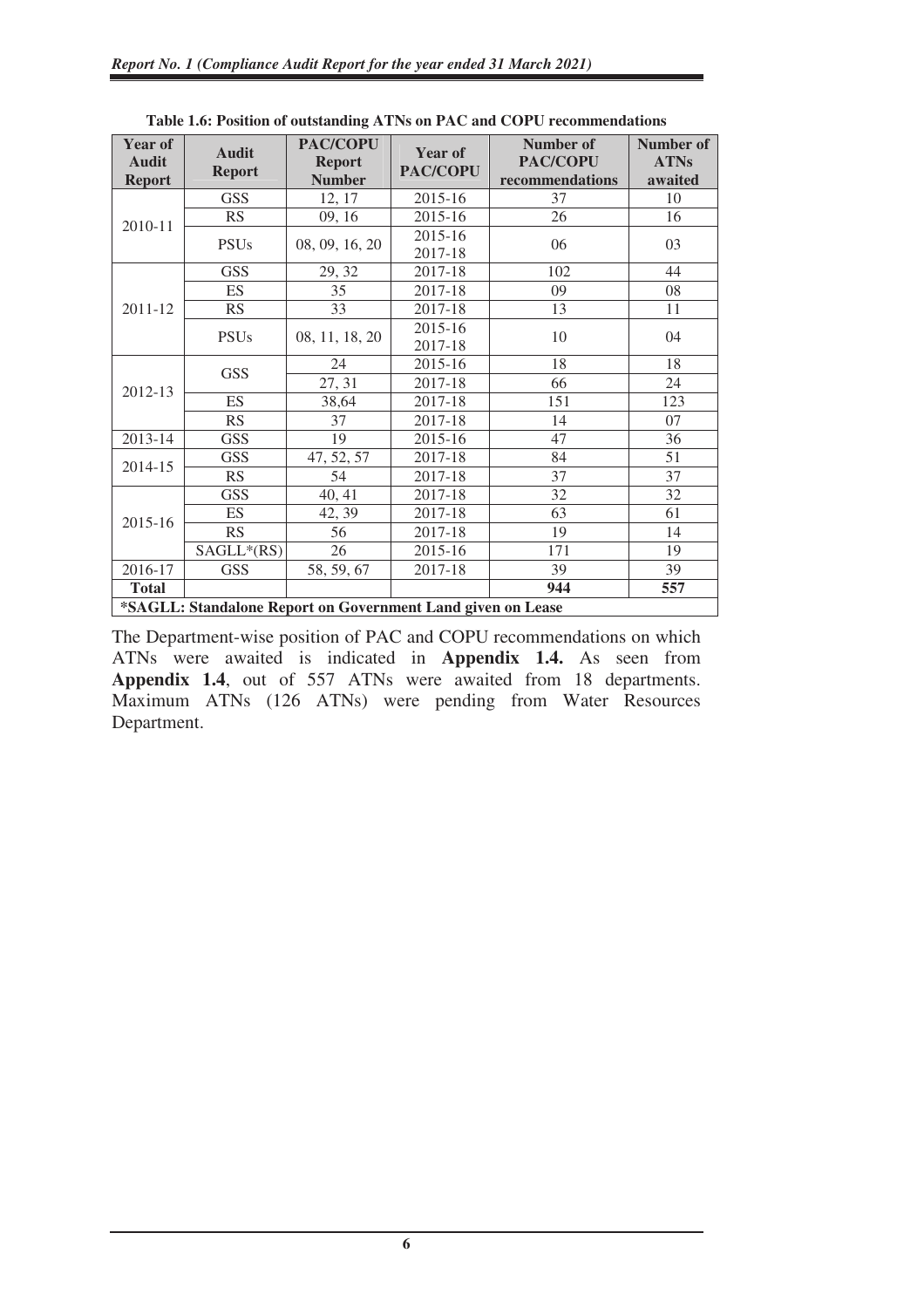**Table 1.6: Position of outstanding ATNs on PAC and COPU recommendations**

| Year of Audit Report | Audit Report | PAC/COPU Report Number | Year of PAC/COPU | Number of PAC/COPU recommendations | Number of ATNs awaited |
|---|---|---|---|---|---|
| 2010-11 | GSS | 12, 17 | 2015-16 | 37 | 10 |
| | RS | 09, 16 | 2015-16 | 26 | 16 |
| | PSUs | 08, 09, 16, 20 | 2015-16 2017-18 | 06 | 03 |
| 2011-12 | GSS | 29, 32 | 2017-18 | 102 | 44 |
| | ES | 35 | 2017-18 | 09 | 08 |
| | RS | 33 | 2017-18 | 13 | 11 |
| | PSUs | 08, 11, 18, 20 | 2015-16 2017-18 | 10 | 04 |
| 2012-13 | GSS | 24 | 2015-16 | 18 | 18 |
| | | 27, 31 | 2017-18 | 66 | 24 |
| | ES | 38,64 | 2017-18 | 151 | 123 |
| | RS | 37 | 2017-18 | 14 | 07 |
| 2013-14 | GSS | 19 | 2015-16 | 47 | 36 |
| 2014-15 | GSS | 47, 52, 57 | 2017-18 | 84 | 51 |
| | RS | 54 | 2017-18 | 37 | 37 |
| 2015-16 | GSS | 40, 41 | 2017-18 | 32 | 32 |
| | ES | 42, 39 | 2017-18 | 63 | 61 |
| | RS | 56 | 2017-18 | 19 | 14 |
| | SAGLL*(RS) | 26 | 2015-16 | 171 | 19 |
| 2016-17 | GSS | 58, 59, 67 | 2017-18 | 39 | 39 |
| **Total** | | | | **944** | **557** |

***SAGLL: Standalone Report on Government Land given on Lease**

The Department-wise position of PAC and COPU recommendations on which ATNs were awaited is indicated in **Appendix 1.4.** As seen from **Appendix 1.4**, out of 557 ATNs were awaited from 18 departments. Maximum ATNs (126 ATNs) were pending from Water Resources Department.